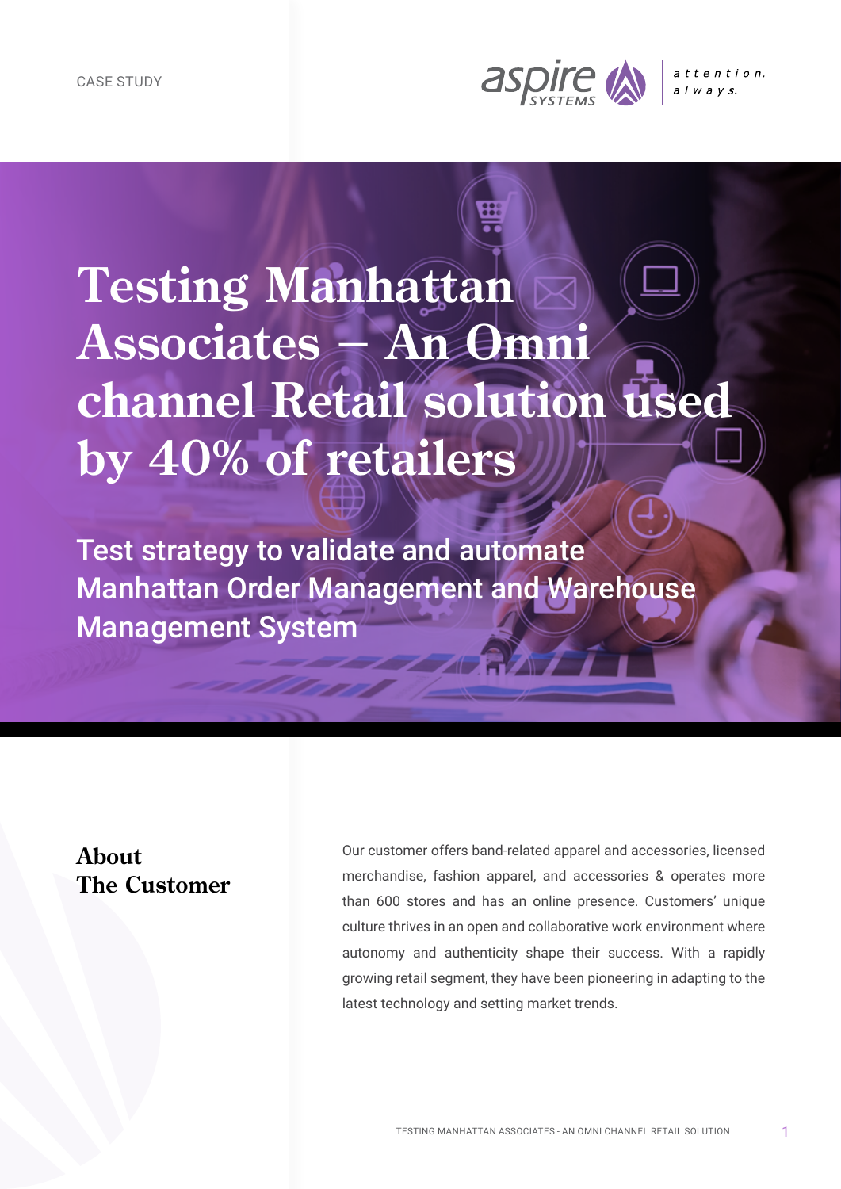CASE STUDY

# Testing Manhattan Associates – An Omni channel Retail solution used by 40% of retailers

## Test strategy to validate and automate Manhattan Order Management and Warehouse Management System

## About The Customer

Our customer offers band-related apparel and accessories, licensed merchandise, fashion apparel, and accessories & operates more than 600 stores and has an online presence. Customers' unique culture thrives in an open and collaborative work environment where autonomy and authenticity shape their success. With a rapidly growing retail segment, they have been pioneering in adapting to the latest technology and setting market trends.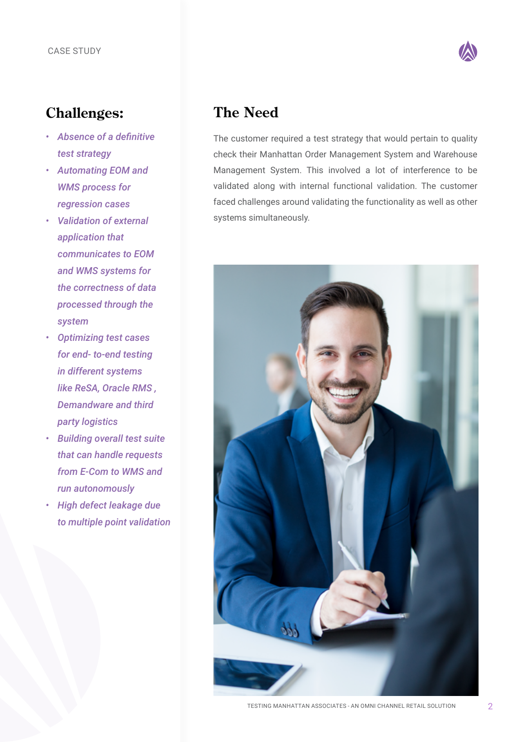## Challenges:

- *Absence of a definitive test strategy*
- *Automating EOM and WMS process for regression cases*
- *Validation of external application that communicates to EOM and WMS systems for the correctness of data processed through the system*
- *Optimizing test cases for end- to-end testing in different systems like ReSA, Oracle RMS , Demandware and third party logistics*
- *Building overall test suite that can handle requests from E-Com to WMS and run autonomously*
- *High defect leakage due to multiple point validation*

## The Need

The customer required a test strategy that would pertain to quality check their Manhattan Order Management System and Warehouse Management System. This involved a lot of interference to be validated along with internal functional validation. The customer faced challenges around validating the functionality as well as other systems simultaneously.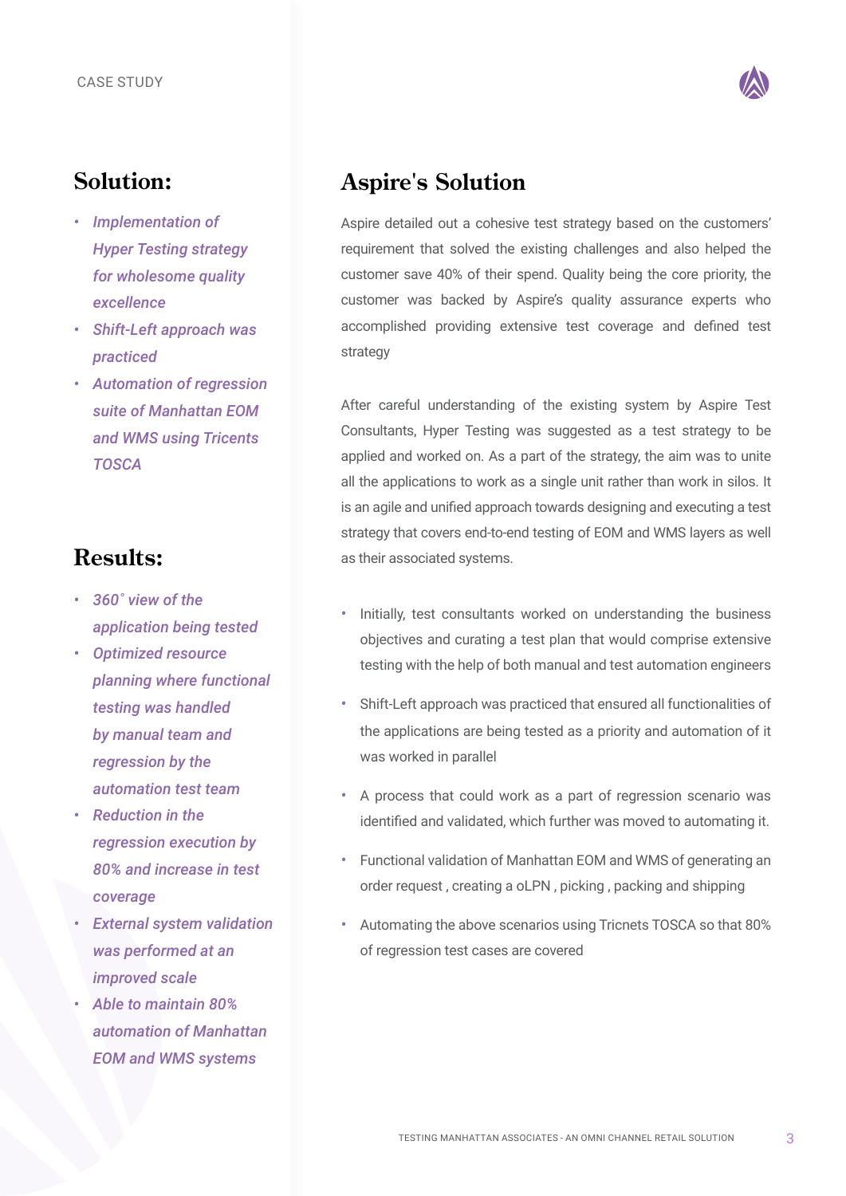CASE STUDY

## Solution:

- *Implementation of Hyper Testing strategy for wholesome quality excellence*
- *Shift-Left approach was practiced*
- *Automation of regression suite of Manhattan EOM and WMS using Tricents TOSCA*

## Results:

- *360˚ view of the application being tested*
- *Optimized resource planning where functional testing was handled by manual team and regression by the automation test team*
- *Reduction in the regression execution by 80% and increase in test coverage*
- *External system validation was performed at an improved scale*
- *Able to maintain 80% automation of Manhattan EOM and WMS systems*

## Aspire's Solution

Aspire detailed out a cohesive test strategy based on the customers' requirement that solved the existing challenges and also helped the customer save 40% of their spend. Quality being the core priority, the customer was backed by Aspire's quality assurance experts who accomplished providing extensive test coverage and defined test strategy

After careful understanding of the existing system by Aspire Test Consultants, Hyper Testing was suggested as a test strategy to be applied and worked on. As a part of the strategy, the aim was to unite all the applications to work as a single unit rather than work in silos. It is an agile and unified approach towards designing and executing a test strategy that covers end-to-end testing of EOM and WMS layers as well as their associated systems.

- Initially, test consultants worked on understanding the business objectives and curating a test plan that would comprise extensive testing with the help of both manual and test automation engineers
- Shift-Left approach was practiced that ensured all functionalities of the applications are being tested as a priority and automation of it was worked in parallel
- A process that could work as a part of regression scenario was identified and validated, which further was moved to automating it.
- Functional validation of Manhattan EOM and WMS of generating an order request , creating a oLPN , picking , packing and shipping
- Automating the above scenarios using Tricnets TOSCA so that 80% of regression test cases are covered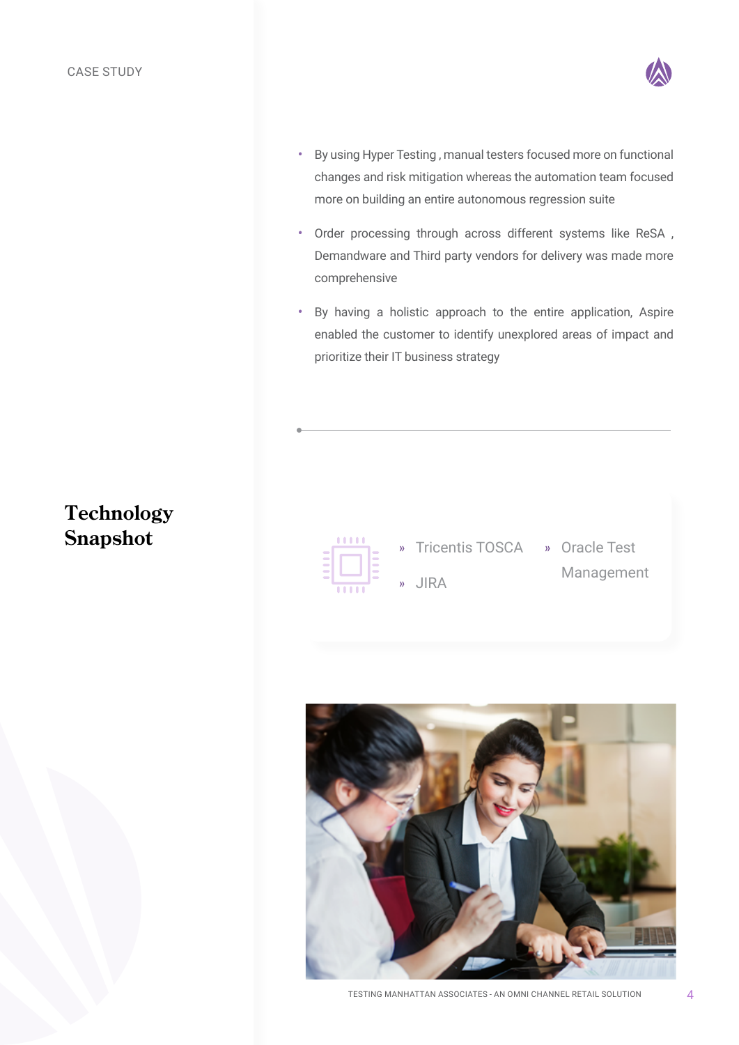- By using Hyper Testing , manual testers focused more on functional changes and risk mitigation whereas the automation team focused more on building an entire autonomous regression suite
- Order processing through across different systems like ReSA , Demandware and Third party vendors for delivery was made more comprehensive
- By having a holistic approach to the entire application, Aspire enabled the customer to identify unexplored areas of impact and prioritize their IT business strategy

---

## Technology Snapshot

- Tricentis TOSCA
- JIRA
- Oracle Test Management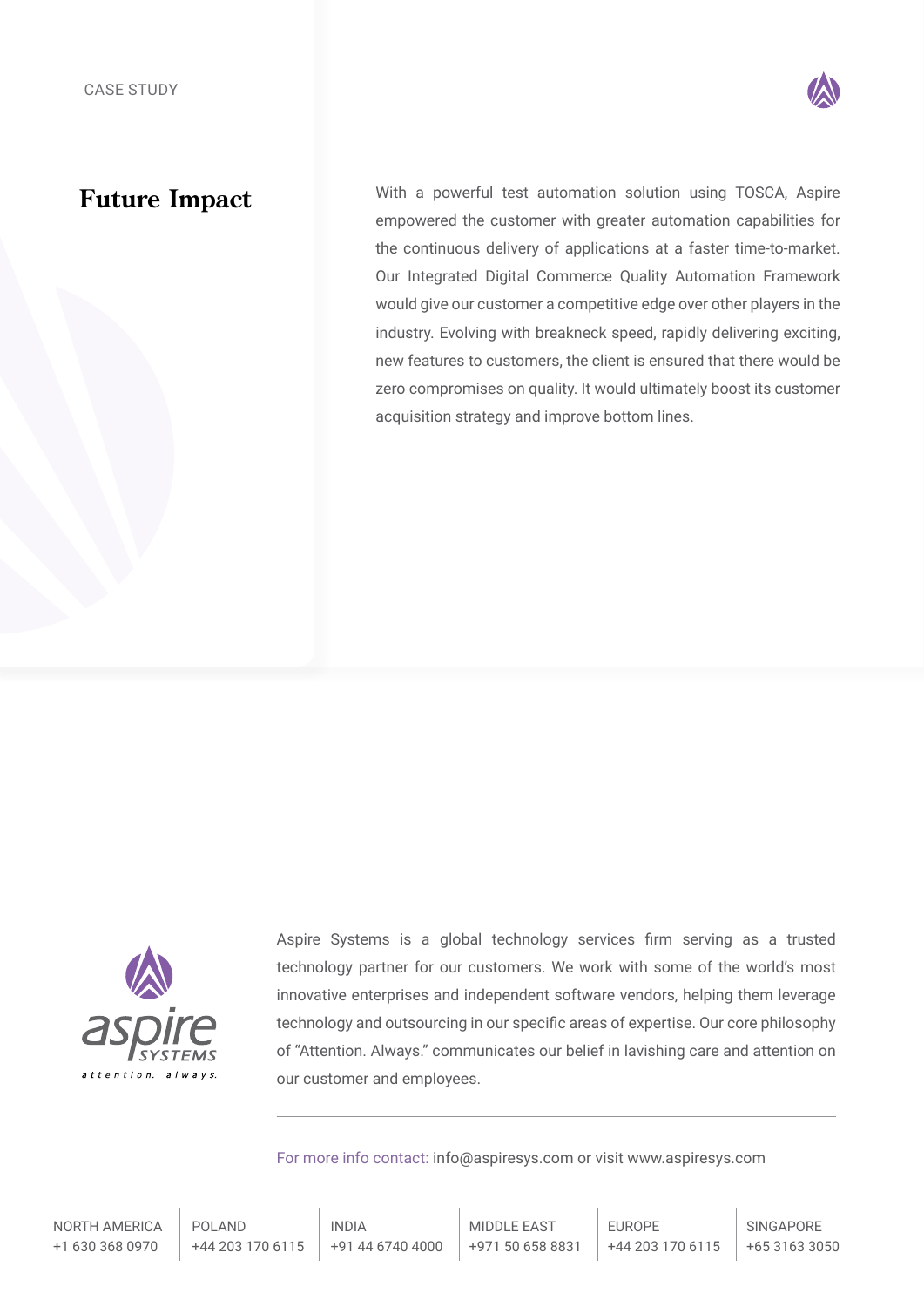## Future Impact

With a powerful test automation solution using TOSCA, Aspire empowered the customer with greater automation capabilities for the continuous delivery of applications at a faster time-to-market. Our Integrated Digital Commerce Quality Automation Framework would give our customer a competitive edge over other players in the industry. Evolving with breakneck speed, rapidly delivering exciting, new features to customers, the client is ensured that there would be zero compromises on quality. It would ultimately boost its customer acquisition strategy and improve bottom lines.

Aspire Systems is a global technology services firm serving as a trusted technology partner for our customers. We work with some of the world's most innovative enterprises and independent software vendors, helping them leverage technology and outsourcing in our specific areas of expertise. Our core philosophy of "Attention. Always." communicates our belief in lavishing care and attention on our customer and employees.

For more info contact: info@aspiresys.com or visit www.aspiresys.com

| NORTH AMERICA | POLAND | INDIA | MIDDLE EAST | EUROPE | SINGAPORE |
|---|---|---|---|---|---|
| +1 630 368 0970 | +44 203 170 6115 | +91 44 6740 4000 | +971 50 658 8831 | +44 203 170 6115 | +65 3163 3050 |